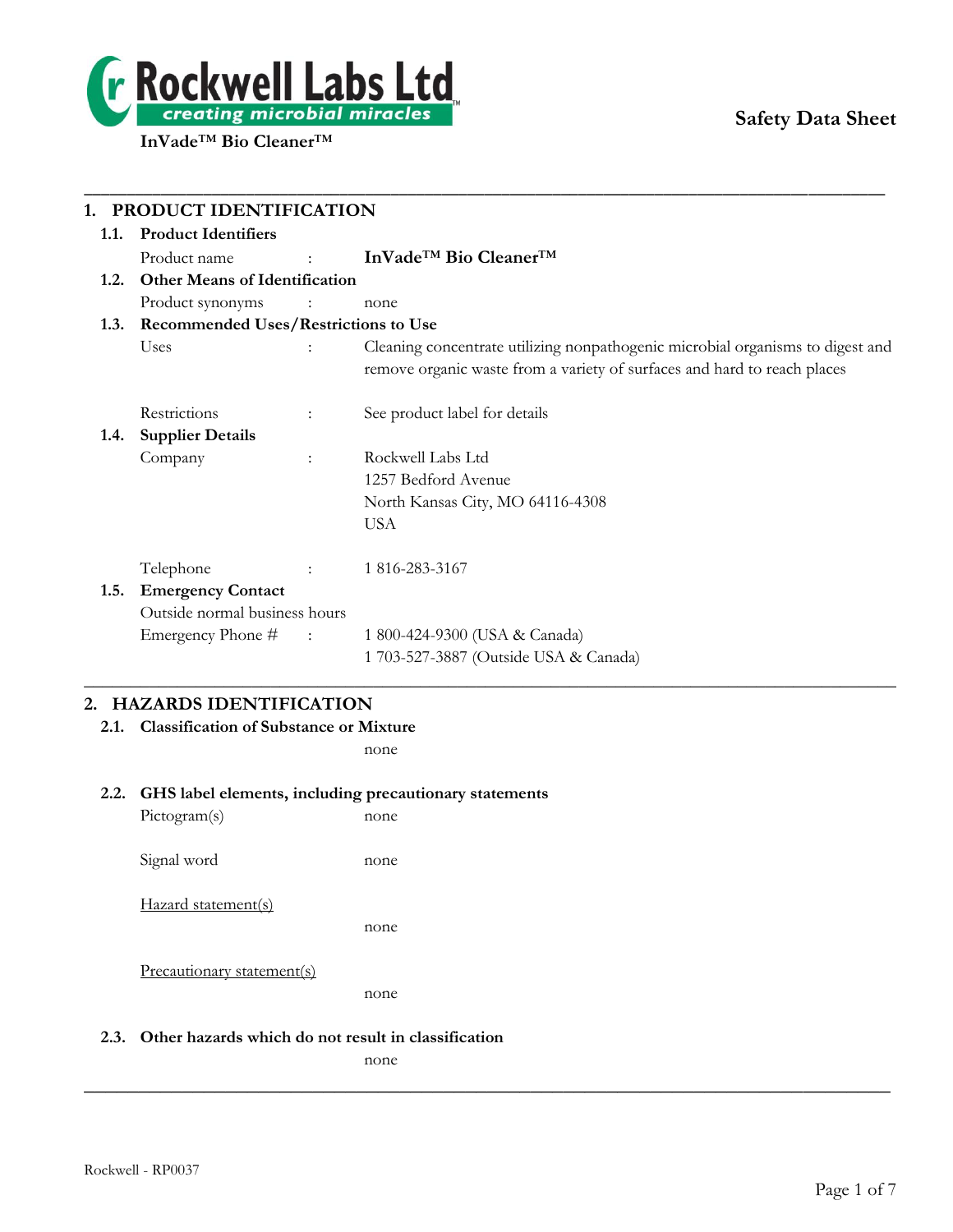# Rockwell Labs Ltd

creating microbial miracles™

**InVade™ Bio Cleaner™**

**Safety Data Sheet**

## 1. PRODUCT IDENTIFICATION

### 1.1. Product Identifiers

Product name : **InVade™ Bio Cleaner™**

### 1.2. Other Means of Identification

Product synonyms : none

### 1.3. Recommended Uses/Restrictions to Use

Uses : Cleaning concentrate utilizing nonpathogenic microbial organisms to digest and remove organic waste from a variety of surfaces and hard to reach places

Restrictions : See product label for details

### 1.4. Supplier Details

Company : Rockwell Labs Ltd
1257 Bedford Avenue
North Kansas City, MO 64116-4308
USA

Telephone : 1 816-283-3167

### 1.5. Emergency Contact

Outside normal business hours

Emergency Phone # : 1 800-424-9300 (USA & Canada)
1 703-527-3887 (Outside USA & Canada)

## 2. HAZARDS IDENTIFICATION

### 2.1. Classification of Substance or Mixture

none

### 2.2. GHS label elements, including precautionary statements

Pictogram(s) none

Signal word none

Hazard statement(s)

none

Precautionary statement(s)

none

### 2.3. Other hazards which do not result in classification

none

Rockwell - RP0037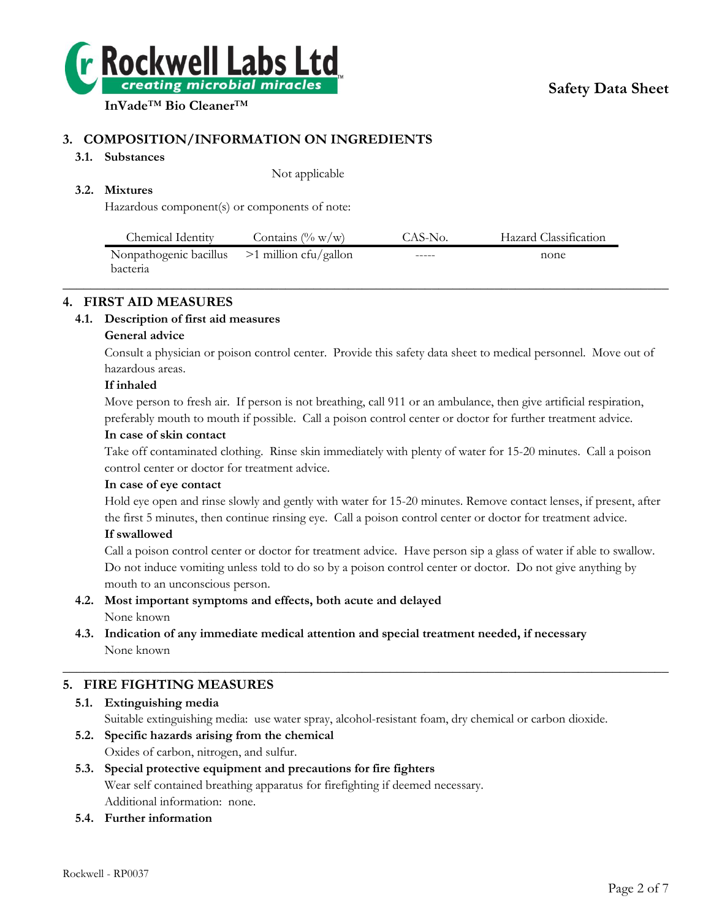## 3. COMPOSITION/INFORMATION ON INGREDIENTS

### 3.1. Substances

Not applicable

### 3.2. Mixtures

Hazardous component(s) or components of note:

| Chemical Identity | Contains (% w/w) | CAS-No. | Hazard Classification |
|---|---|---|---|
| Nonpathogenic bacillus bacteria | >1 million cfu/gallon | ----- | none |

## 4. FIRST AID MEASURES

### 4.1. Description of first aid measures

**General advice**

Consult a physician or poison control center. Provide this safety data sheet to medical personnel. Move out of hazardous areas.

**If inhaled**

Move person to fresh air. If person is not breathing, call 911 or an ambulance, then give artificial respiration, preferably mouth to mouth if possible. Call a poison control center or doctor for further treatment advice.

**In case of skin contact**

Take off contaminated clothing. Rinse skin immediately with plenty of water for 15-20 minutes. Call a poison control center or doctor for treatment advice.

**In case of eye contact**

Hold eye open and rinse slowly and gently with water for 15-20 minutes. Remove contact lenses, if present, after the first 5 minutes, then continue rinsing eye. Call a poison control center or doctor for treatment advice.

**If swallowed**

Call a poison control center or doctor for treatment advice. Have person sip a glass of water if able to swallow. Do not induce vomiting unless told to do so by a poison control center or doctor. Do not give anything by mouth to an unconscious person.

### 4.2. Most important symptoms and effects, both acute and delayed

None known

### 4.3. Indication of any immediate medical attention and special treatment needed, if necessary

None known

## 5. FIRE FIGHTING MEASURES

### 5.1. Extinguishing media

Suitable extinguishing media: use water spray, alcohol-resistant foam, dry chemical or carbon dioxide.

### 5.2. Specific hazards arising from the chemical

Oxides of carbon, nitrogen, and sulfur.

### 5.3. Special protective equipment and precautions for fire fighters

Wear self contained breathing apparatus for firefighting if deemed necessary.

Additional information: none.

### 5.4. Further information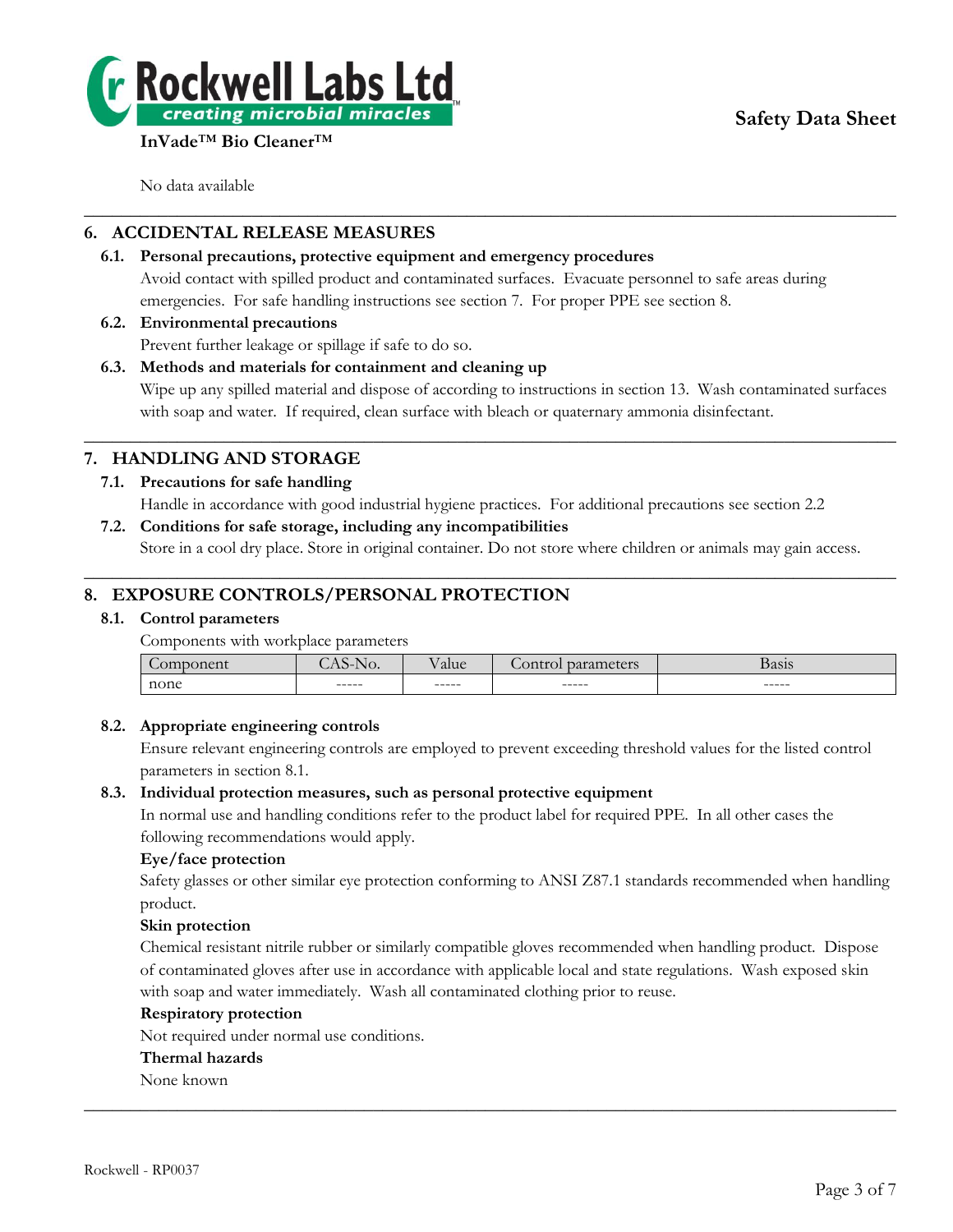No data available

## 6. ACCIDENTAL RELEASE MEASURES

### 6.1. Personal precautions, protective equipment and emergency procedures

Avoid contact with spilled product and contaminated surfaces. Evacuate personnel to safe areas during emergencies. For safe handling instructions see section 7. For proper PPE see section 8.

### 6.2. Environmental precautions

Prevent further leakage or spillage if safe to do so.

### 6.3. Methods and materials for containment and cleaning up

Wipe up any spilled material and dispose of according to instructions in section 13. Wash contaminated surfaces with soap and water. If required, clean surface with bleach or quaternary ammonia disinfectant.

## 7. HANDLING AND STORAGE

### 7.1. Precautions for safe handling

Handle in accordance with good industrial hygiene practices. For additional precautions see section 2.2

### 7.2. Conditions for safe storage, including any incompatibilities

Store in a cool dry place. Store in original container. Do not store where children or animals may gain access.

## 8. EXPOSURE CONTROLS/PERSONAL PROTECTION

### 8.1. Control parameters

Components with workplace parameters

| Component | CAS-No. | Value | Control parameters | Basis |
|---|---|---|---|---|
| none | ----- | ----- | ----- | ----- |

### 8.2. Appropriate engineering controls

Ensure relevant engineering controls are employed to prevent exceeding threshold values for the listed control parameters in section 8.1.

### 8.3. Individual protection measures, such as personal protective equipment

In normal use and handling conditions refer to the product label for required PPE. In all other cases the following recommendations would apply.

**Eye/face protection**

Safety glasses or other similar eye protection conforming to ANSI Z87.1 standards recommended when handling product.

**Skin protection**

Chemical resistant nitrile rubber or similarly compatible gloves recommended when handling product. Dispose of contaminated gloves after use in accordance with applicable local and state regulations. Wash exposed skin with soap and water immediately. Wash all contaminated clothing prior to reuse.

**Respiratory protection**

Not required under normal use conditions.

**Thermal hazards**

None known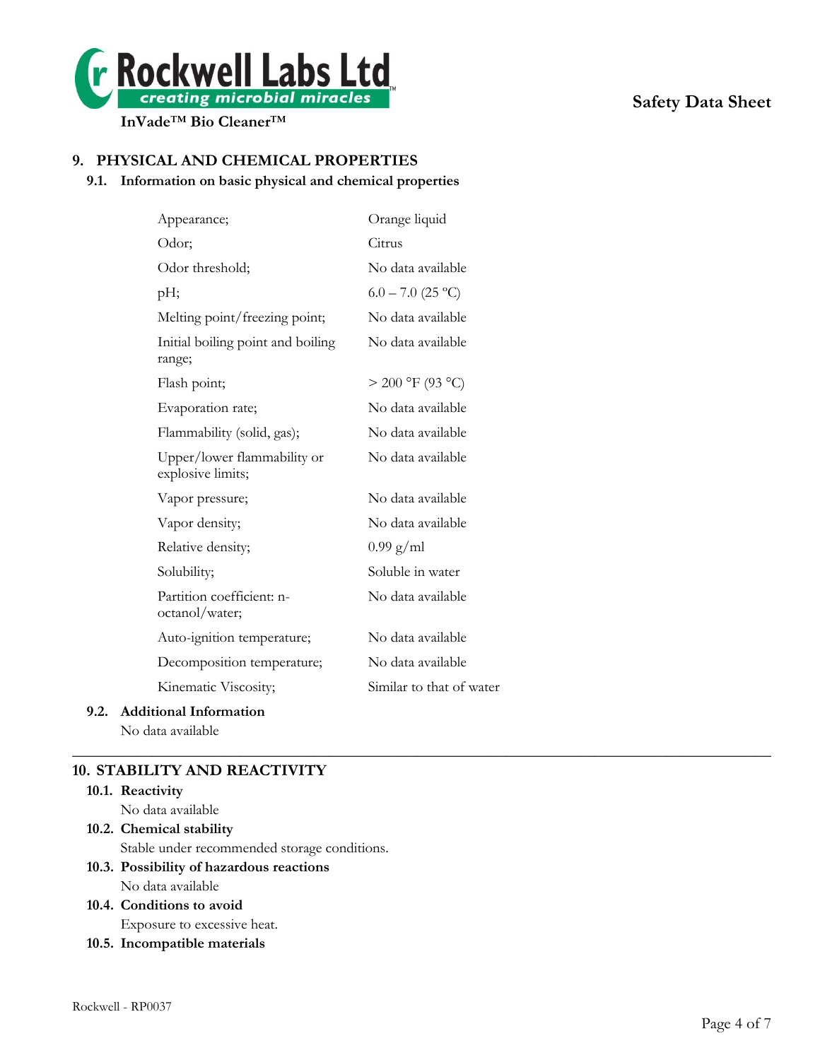## 9. PHYSICAL AND CHEMICAL PROPERTIES

### 9.1. Information on basic physical and chemical properties

| Property | Value |
|---|---|
| Appearance; | Orange liquid |
| Odor; | Citrus |
| Odor threshold; | No data available |
| pH; | 6.0 – 7.0 (25 °C) |
| Melting point/freezing point; | No data available |
| Initial boiling point and boiling range; | No data available |
| Flash point; | > 200 °F (93 °C) |
| Evaporation rate; | No data available |
| Flammability (solid, gas); | No data available |
| Upper/lower flammability or explosive limits; | No data available |
| Vapor pressure; | No data available |
| Vapor density; | No data available |
| Relative density; | 0.99 g/ml |
| Solubility; | Soluble in water |
| Partition coefficient: n-octanol/water; | No data available |
| Auto-ignition temperature; | No data available |
| Decomposition temperature; | No data available |
| Kinematic Viscosity; | Similar to that of water |

### 9.2. Additional Information

No data available

---

## 10. STABILITY AND REACTIVITY

### 10.1. Reactivity

No data available

### 10.2. Chemical stability

Stable under recommended storage conditions.

### 10.3. Possibility of hazardous reactions

No data available

### 10.4. Conditions to avoid

Exposure to excessive heat.

### 10.5. Incompatible materials

Rockwell - RP0037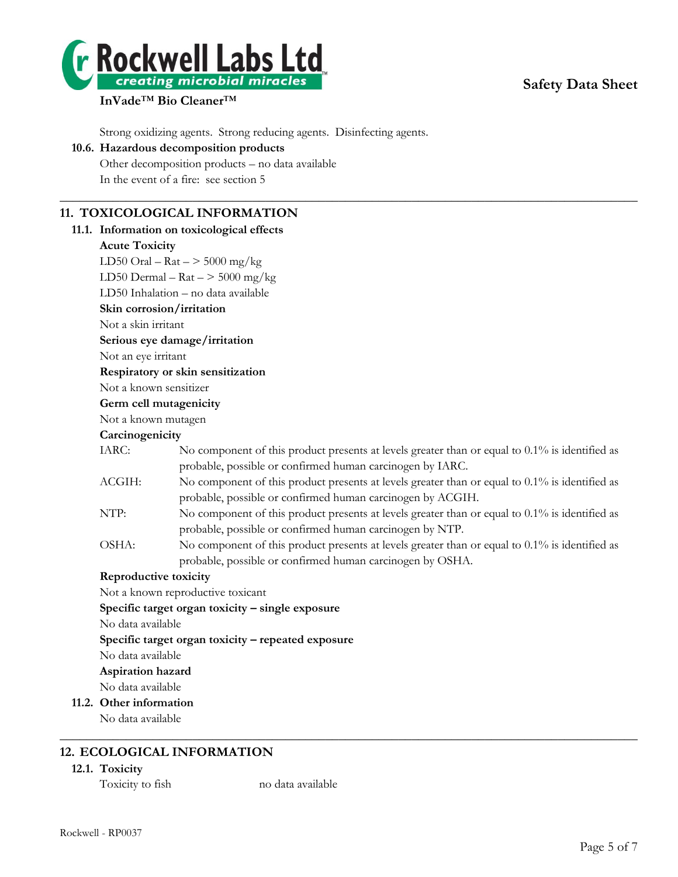Strong oxidizing agents. Strong reducing agents. Disinfecting agents.

**10.6. Hazardous decomposition products**

Other decomposition products – no data available

In the event of a fire: see section 5

---

## 11. TOXICOLOGICAL INFORMATION

### 11.1. Information on toxicological effects

**Acute Toxicity**

LD50 Oral – Rat – > 5000 mg/kg

LD50 Dermal – Rat – > 5000 mg/kg

LD50 Inhalation – no data available

**Skin corrosion/irritation**

Not a skin irritant

**Serious eye damage/irritation**

Not an eye irritant

**Respiratory or skin sensitization**

Not a known sensitizer

**Germ cell mutagenicity**

Not a known mutagen

**Carcinogenicity**

IARC: No component of this product presents at levels greater than or equal to 0.1% is identified as probable, possible or confirmed human carcinogen by IARC.

ACGIH: No component of this product presents at levels greater than or equal to 0.1% is identified as probable, possible or confirmed human carcinogen by ACGIH.

NTP: No component of this product presents at levels greater than or equal to 0.1% is identified as probable, possible or confirmed human carcinogen by NTP.

OSHA: No component of this product presents at levels greater than or equal to 0.1% is identified as probable, possible or confirmed human carcinogen by OSHA.

**Reproductive toxicity**

Not a known reproductive toxicant

**Specific target organ toxicity – single exposure**

No data available

**Specific target organ toxicity – repeated exposure**

No data available

**Aspiration hazard**

No data available

### 11.2. Other information

No data available

---

## 12. ECOLOGICAL INFORMATION

### 12.1. Toxicity

Toxicity to fish no data available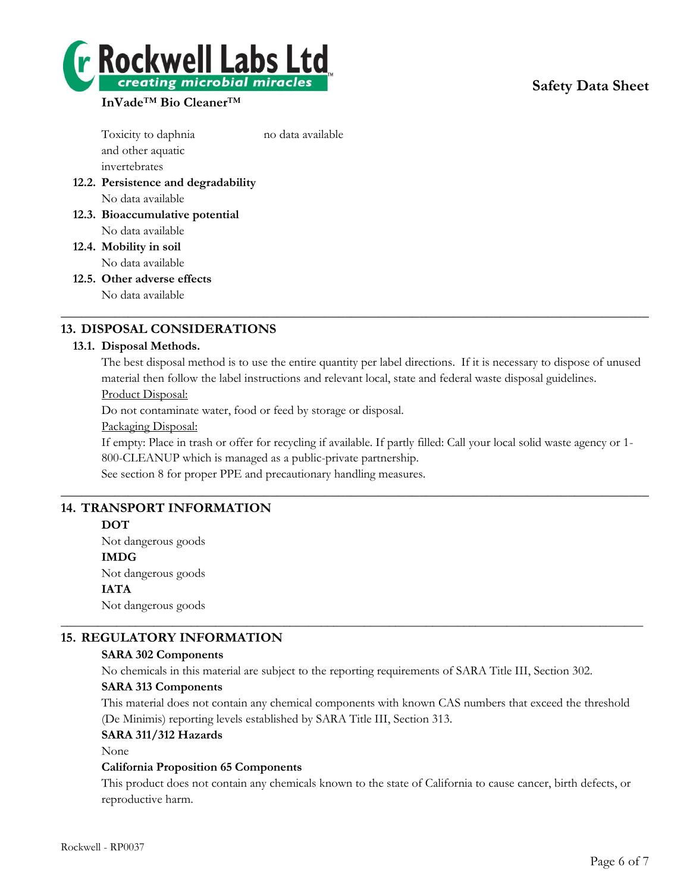Toxicity to daphnia and other aquatic invertebrates — no data available

**12.2. Persistence and degradability**

No data available

**12.3. Bioaccumulative potential**

No data available

**12.4. Mobility in soil**

No data available

**12.5. Other adverse effects**

No data available

---

## 13. DISPOSAL CONSIDERATIONS

**13.1. Disposal Methods.**

The best disposal method is to use the entire quantity per label directions. If it is necessary to dispose of unused material then follow the label instructions and relevant local, state and federal waste disposal guidelines.

Product Disposal:

Do not contaminate water, food or feed by storage or disposal.

Packaging Disposal:

If empty: Place in trash or offer for recycling if available. If partly filled: Call your local solid waste agency or 1-800-CLEANUP which is managed as a public-private partnership.

See section 8 for proper PPE and precautionary handling measures.

---

## 14. TRANSPORT INFORMATION

**DOT**

Not dangerous goods

**IMDG**

Not dangerous goods

**IATA**

Not dangerous goods

---

## 15. REGULATORY INFORMATION

**SARA 302 Components**

No chemicals in this material are subject to the reporting requirements of SARA Title III, Section 302.

**SARA 313 Components**

This material does not contain any chemical components with known CAS numbers that exceed the threshold (De Minimis) reporting levels established by SARA Title III, Section 313.

**SARA 311/312 Hazards**

None

**California Proposition 65 Components**

This product does not contain any chemicals known to the state of California to cause cancer, birth defects, or reproductive harm.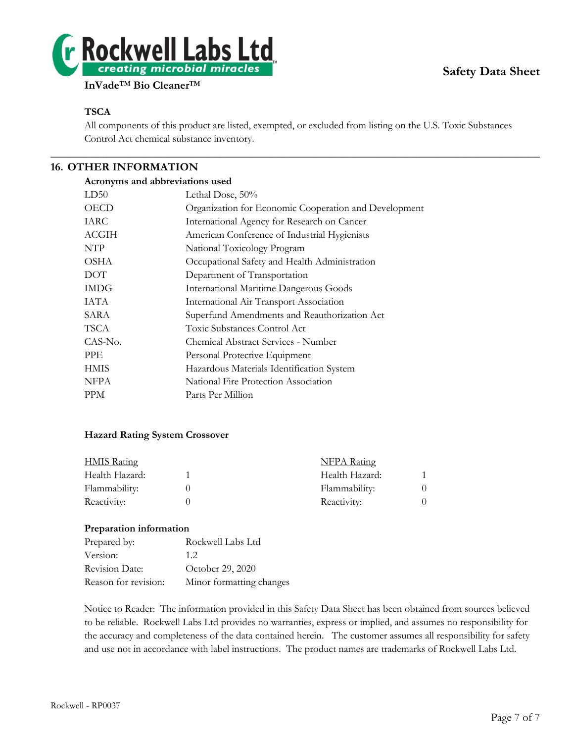### TSCA

All components of this product are listed, exempted, or excluded from listing on the U.S. Toxic Substances Control Act chemical substance inventory.

---

## 16. OTHER INFORMATION

**Acronyms and abbreviations used**

| | |
|---|---|
| LD50 | Lethal Dose, 50% |
| OECD | Organization for Economic Cooperation and Development |
| IARC | International Agency for Research on Cancer |
| ACGIH | American Conference of Industrial Hygienists |
| NTP | National Toxicology Program |
| OSHA | Occupational Safety and Health Administration |
| DOT | Department of Transportation |
| IMDG | International Maritime Dangerous Goods |
| IATA | International Air Transport Association |
| SARA | Superfund Amendments and Reauthorization Act |
| TSCA | Toxic Substances Control Act |
| CAS-No. | Chemical Abstract Services - Number |
| PPE | Personal Protective Equipment |
| HMIS | Hazardous Materials Identification System |
| NFPA | National Fire Protection Association |
| PPM | Parts Per Million |

**Hazard Rating System Crossover**

| HMIS Rating | | NFPA Rating | |
|---|---|---|---|
| Health Hazard: | 1 | Health Hazard: | 1 |
| Flammability: | 0 | Flammability: | 0 |
| Reactivity: | 0 | Reactivity: | 0 |

**Preparation information**

| | |
|---|---|
| Prepared by: | Rockwell Labs Ltd |
| Version: | 1.2 |
| Revision Date: | October 29, 2020 |
| Reason for revision: | Minor formatting changes |

Notice to Reader: The information provided in this Safety Data Sheet has been obtained from sources believed to be reliable. Rockwell Labs Ltd provides no warranties, express or implied, and assumes no responsibility for the accuracy and completeness of the data contained herein. The customer assumes all responsibility for safety and use not in accordance with label instructions. The product names are trademarks of Rockwell Labs Ltd.